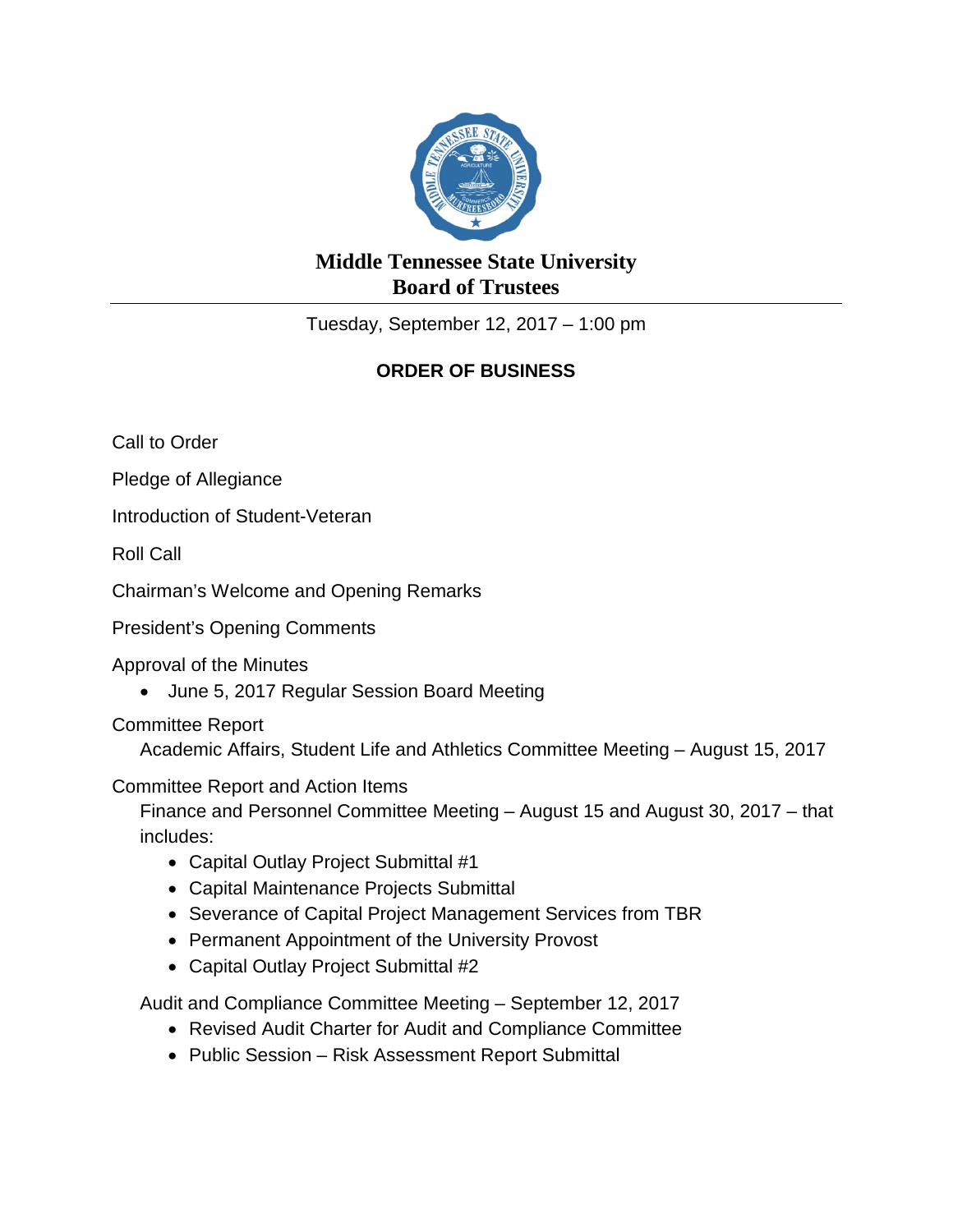# Middle Tennessee State University
# Board of Trustees

Tuesday, September 12, 2017 – 1:00 pm

## ORDER OF BUSINESS

Call to Order

Pledge of Allegiance

Introduction of Student-Veteran

Roll Call

Chairman's Welcome and Opening Remarks

President's Opening Comments

Approval of the Minutes

- June 5, 2017 Regular Session Board Meeting

Committee Report

Academic Affairs, Student Life and Athletics Committee Meeting – August 15, 2017

Committee Report and Action Items

Finance and Personnel Committee Meeting – August 15 and August 30, 2017 – that includes:

- Capital Outlay Project Submittal #1
- Capital Maintenance Projects Submittal
- Severance of Capital Project Management Services from TBR
- Permanent Appointment of the University Provost
- Capital Outlay Project Submittal #2

Audit and Compliance Committee Meeting – September 12, 2017

- Revised Audit Charter for Audit and Compliance Committee
- Public Session – Risk Assessment Report Submittal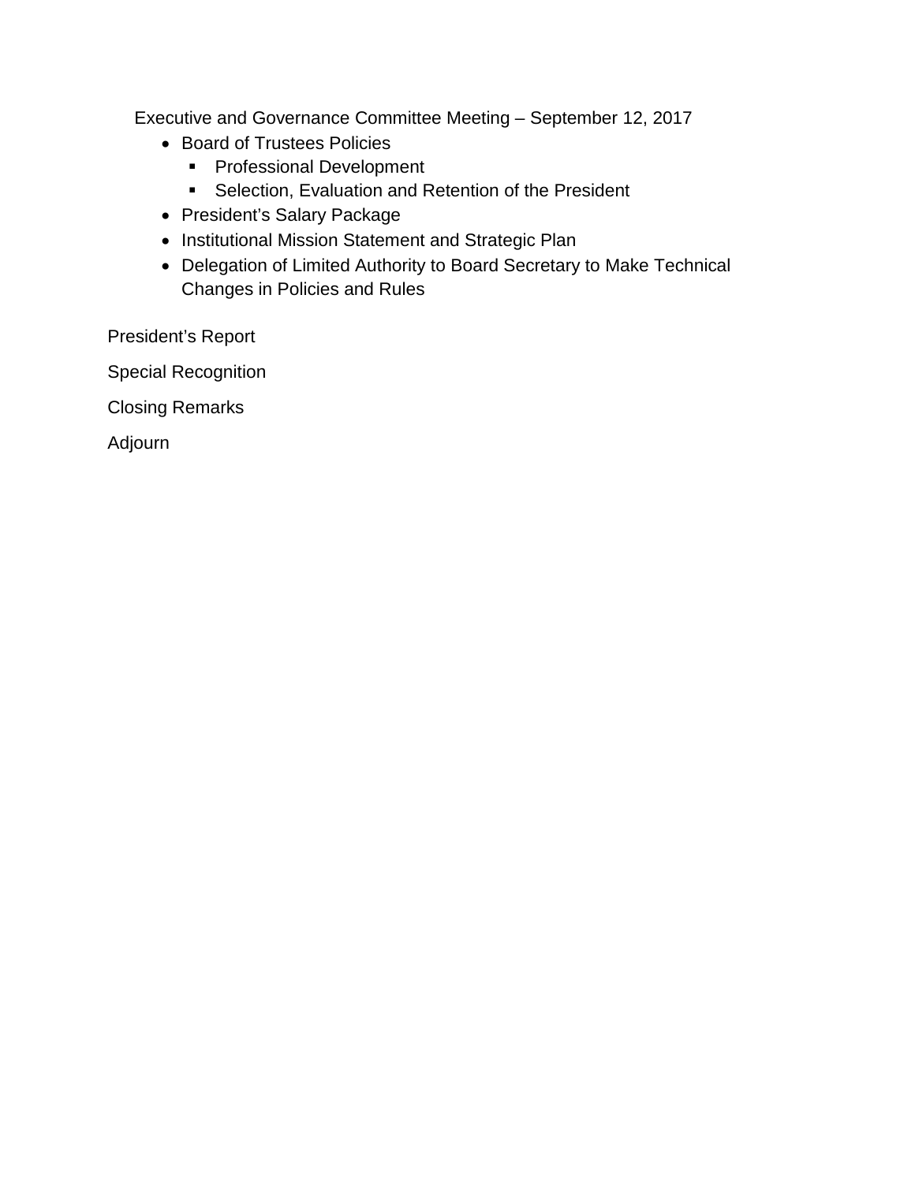Executive and Governance Committee Meeting – September 12, 2017

- Board of Trustees Policies
    - Professional Development
    - Selection, Evaluation and Retention of the President
- President's Salary Package
- Institutional Mission Statement and Strategic Plan
- Delegation of Limited Authority to Board Secretary to Make Technical Changes in Policies and Rules

President's Report

Special Recognition

Closing Remarks

Adjourn